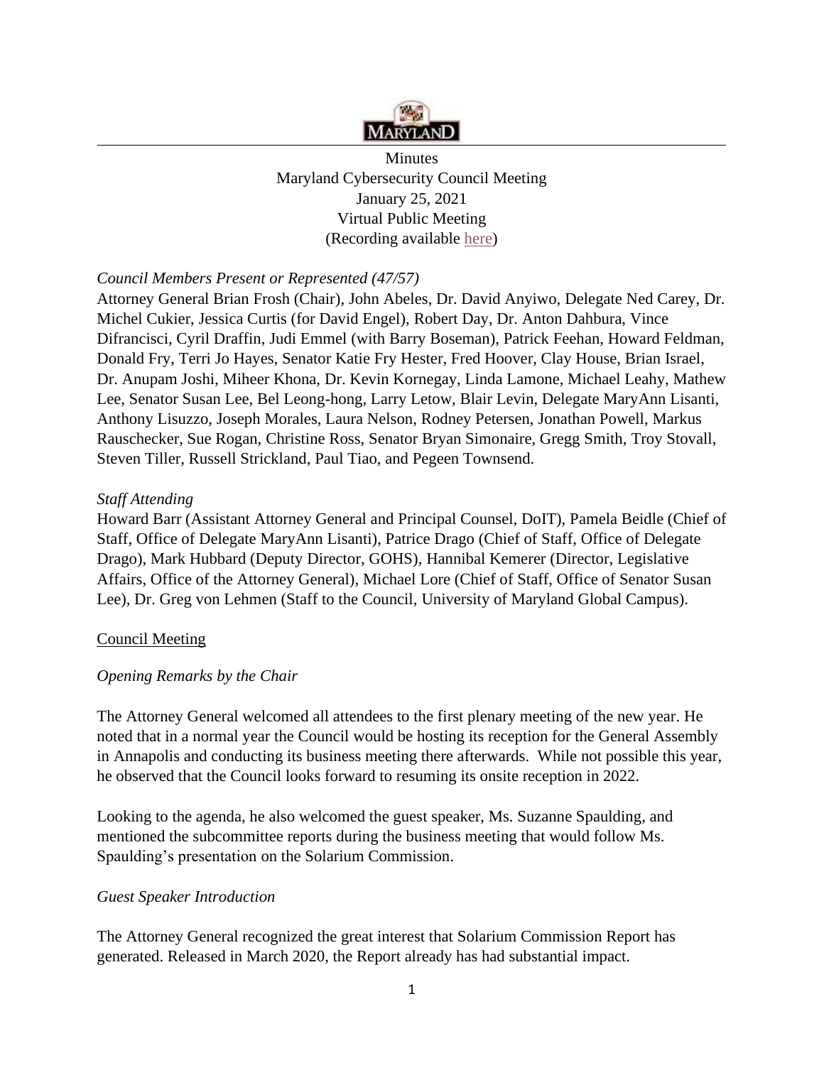Minutes
Maryland Cybersecurity Council Meeting
January 25, 2021
Virtual Public Meeting
(Recording available here)

*Council Members Present or Represented (47/57)*

Attorney General Brian Frosh (Chair), John Abeles, Dr. David Anyiwo, Delegate Ned Carey, Dr. Michel Cukier, Jessica Curtis (for David Engel), Robert Day, Dr. Anton Dahbura, Vince Difrancisci, Cyril Draffin, Judi Emmel (with Barry Boseman), Patrick Feehan, Howard Feldman, Donald Fry, Terri Jo Hayes, Senator Katie Fry Hester, Fred Hoover, Clay House, Brian Israel, Dr. Anupam Joshi, Miheer Khona, Dr. Kevin Kornegay, Linda Lamone, Michael Leahy, Mathew Lee, Senator Susan Lee, Bel Leong-hong, Larry Letow, Blair Levin, Delegate MaryAnn Lisanti, Anthony Lisuzzo, Joseph Morales, Laura Nelson, Rodney Petersen, Jonathan Powell, Markus Rauschecker, Sue Rogan, Christine Ross, Senator Bryan Simonaire, Gregg Smith, Troy Stovall, Steven Tiller, Russell Strickland, Paul Tiao, and Pegeen Townsend.

*Staff Attending*

Howard Barr (Assistant Attorney General and Principal Counsel, DoIT), Pamela Beidle (Chief of Staff, Office of Delegate MaryAnn Lisanti), Patrice Drago (Chief of Staff, Office of Delegate Drago), Mark Hubbard (Deputy Director, GOHS), Hannibal Kemerer (Director, Legislative Affairs, Office of the Attorney General), Michael Lore (Chief of Staff, Office of Senator Susan Lee), Dr. Greg von Lehmen (Staff to the Council, University of Maryland Global Campus).

## Council Meeting

*Opening Remarks by the Chair*

The Attorney General welcomed all attendees to the first plenary meeting of the new year. He noted that in a normal year the Council would be hosting its reception for the General Assembly in Annapolis and conducting its business meeting there afterwards. While not possible this year, he observed that the Council looks forward to resuming its onsite reception in 2022.

Looking to the agenda, he also welcomed the guest speaker, Ms. Suzanne Spaulding, and mentioned the subcommittee reports during the business meeting that would follow Ms. Spaulding's presentation on the Solarium Commission.

*Guest Speaker Introduction*

The Attorney General recognized the great interest that Solarium Commission Report has generated. Released in March 2020, the Report already has had substantial impact.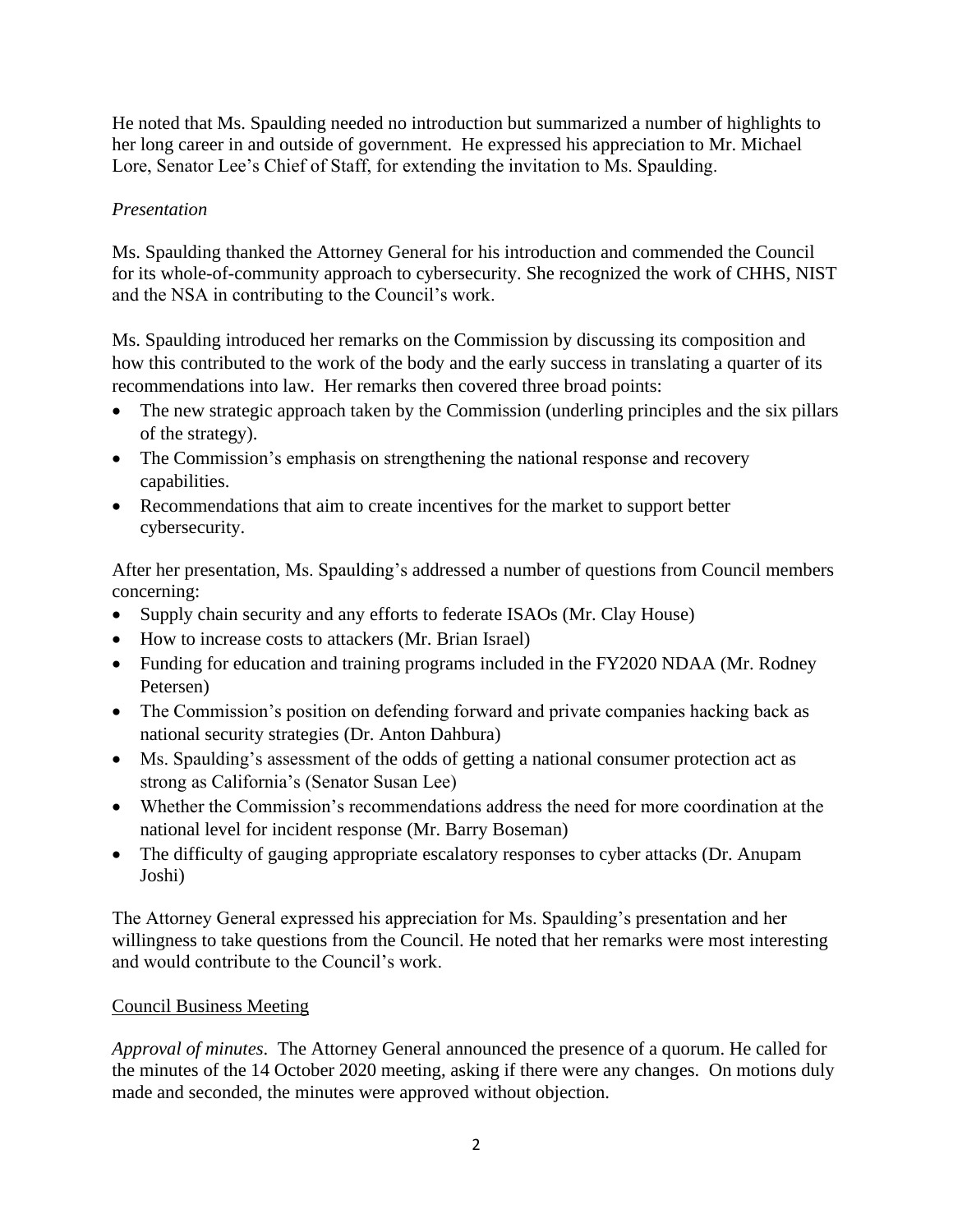He noted that Ms. Spaulding needed no introduction but summarized a number of highlights to her long career in and outside of government. He expressed his appreciation to Mr. Michael Lore, Senator Lee's Chief of Staff, for extending the invitation to Ms. Spaulding.

*Presentation*

Ms. Spaulding thanked the Attorney General for his introduction and commended the Council for its whole-of-community approach to cybersecurity. She recognized the work of CHHS, NIST and the NSA in contributing to the Council's work.

Ms. Spaulding introduced her remarks on the Commission by discussing its composition and how this contributed to the work of the body and the early success in translating a quarter of its recommendations into law. Her remarks then covered three broad points:

- The new strategic approach taken by the Commission (underling principles and the six pillars of the strategy).
- The Commission's emphasis on strengthening the national response and recovery capabilities.
- Recommendations that aim to create incentives for the market to support better cybersecurity.

After her presentation, Ms. Spaulding's addressed a number of questions from Council members concerning:

- Supply chain security and any efforts to federate ISAOs (Mr. Clay House)
- How to increase costs to attackers (Mr. Brian Israel)
- Funding for education and training programs included in the FY2020 NDAA (Mr. Rodney Petersen)
- The Commission's position on defending forward and private companies hacking back as national security strategies (Dr. Anton Dahbura)
- Ms. Spaulding's assessment of the odds of getting a national consumer protection act as strong as California's (Senator Susan Lee)
- Whether the Commission's recommendations address the need for more coordination at the national level for incident response (Mr. Barry Boseman)
- The difficulty of gauging appropriate escalatory responses to cyber attacks (Dr. Anupam Joshi)

The Attorney General expressed his appreciation for Ms. Spaulding's presentation and her willingness to take questions from the Council. He noted that her remarks were most interesting and would contribute to the Council's work.

<u>Council Business Meeting</u>

*Approval of minutes*. The Attorney General announced the presence of a quorum. He called for the minutes of the 14 October 2020 meeting, asking if there were any changes. On motions duly made and seconded, the minutes were approved without objection.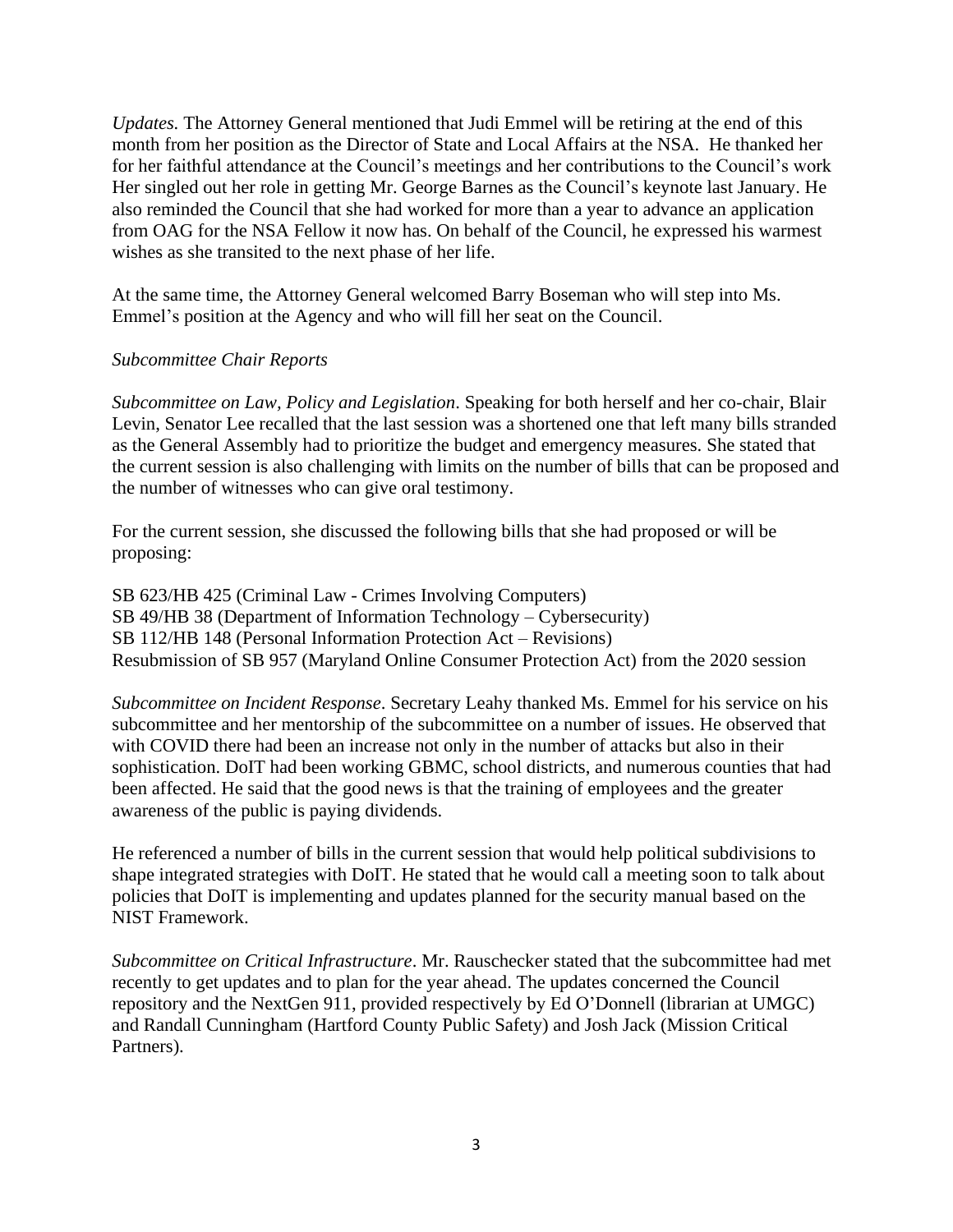*Updates.* The Attorney General mentioned that Judi Emmel will be retiring at the end of this month from her position as the Director of State and Local Affairs at the NSA. He thanked her for her faithful attendance at the Council's meetings and her contributions to the Council's work Her singled out her role in getting Mr. George Barnes as the Council's keynote last January. He also reminded the Council that she had worked for more than a year to advance an application from OAG for the NSA Fellow it now has. On behalf of the Council, he expressed his warmest wishes as she transited to the next phase of her life.

At the same time, the Attorney General welcomed Barry Boseman who will step into Ms. Emmel's position at the Agency and who will fill her seat on the Council.

*Subcommittee Chair Reports*

*Subcommittee on Law, Policy and Legislation*. Speaking for both herself and her co-chair, Blair Levin, Senator Lee recalled that the last session was a shortened one that left many bills stranded as the General Assembly had to prioritize the budget and emergency measures. She stated that the current session is also challenging with limits on the number of bills that can be proposed and the number of witnesses who can give oral testimony.

For the current session, she discussed the following bills that she had proposed or will be proposing:

SB 623/HB 425 (Criminal Law - Crimes Involving Computers)
SB 49/HB 38 (Department of Information Technology – Cybersecurity)
SB 112/HB 148 (Personal Information Protection Act – Revisions)
Resubmission of SB 957 (Maryland Online Consumer Protection Act) from the 2020 session

*Subcommittee on Incident Response*. Secretary Leahy thanked Ms. Emmel for his service on his subcommittee and her mentorship of the subcommittee on a number of issues. He observed that with COVID there had been an increase not only in the number of attacks but also in their sophistication. DoIT had been working GBMC, school districts, and numerous counties that had been affected. He said that the good news is that the training of employees and the greater awareness of the public is paying dividends.

He referenced a number of bills in the current session that would help political subdivisions to shape integrated strategies with DoIT. He stated that he would call a meeting soon to talk about policies that DoIT is implementing and updates planned for the security manual based on the NIST Framework.

*Subcommittee on Critical Infrastructure*. Mr. Rauschecker stated that the subcommittee had met recently to get updates and to plan for the year ahead. The updates concerned the Council repository and the NextGen 911, provided respectively by Ed O'Donnell (librarian at UMGC) and Randall Cunningham (Hartford County Public Safety) and Josh Jack (Mission Critical Partners).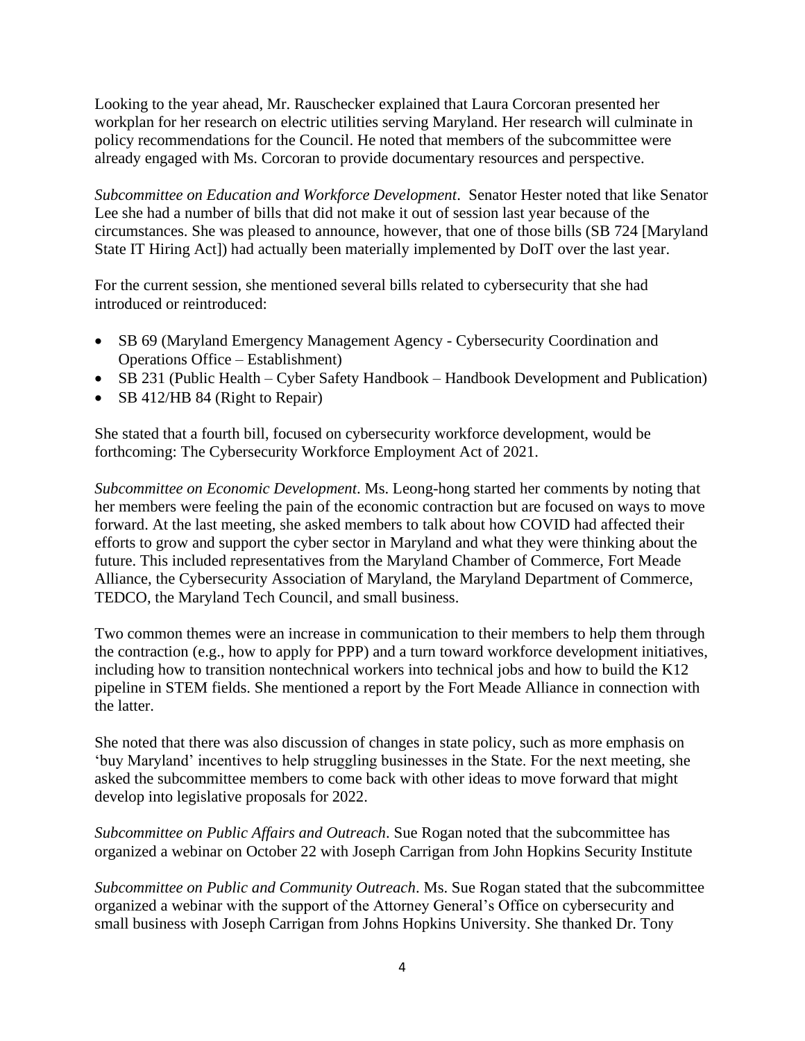Looking to the year ahead, Mr. Rauschecker explained that Laura Corcoran presented her workplan for her research on electric utilities serving Maryland. Her research will culminate in policy recommendations for the Council. He noted that members of the subcommittee were already engaged with Ms. Corcoran to provide documentary resources and perspective.

*Subcommittee on Education and Workforce Development*. Senator Hester noted that like Senator Lee she had a number of bills that did not make it out of session last year because of the circumstances. She was pleased to announce, however, that one of those bills (SB 724 [Maryland State IT Hiring Act]) had actually been materially implemented by DoIT over the last year.

For the current session, she mentioned several bills related to cybersecurity that she had introduced or reintroduced:

- SB 69 (Maryland Emergency Management Agency - Cybersecurity Coordination and Operations Office – Establishment)
- SB 231 (Public Health – Cyber Safety Handbook – Handbook Development and Publication)
- SB 412/HB 84 (Right to Repair)

She stated that a fourth bill, focused on cybersecurity workforce development, would be forthcoming: The Cybersecurity Workforce Employment Act of 2021.

*Subcommittee on Economic Development*. Ms. Leong-hong started her comments by noting that her members were feeling the pain of the economic contraction but are focused on ways to move forward. At the last meeting, she asked members to talk about how COVID had affected their efforts to grow and support the cyber sector in Maryland and what they were thinking about the future. This included representatives from the Maryland Chamber of Commerce, Fort Meade Alliance, the Cybersecurity Association of Maryland, the Maryland Department of Commerce, TEDCO, the Maryland Tech Council, and small business.

Two common themes were an increase in communication to their members to help them through the contraction (e.g., how to apply for PPP) and a turn toward workforce development initiatives, including how to transition nontechnical workers into technical jobs and how to build the K12 pipeline in STEM fields. She mentioned a report by the Fort Meade Alliance in connection with the latter.

She noted that there was also discussion of changes in state policy, such as more emphasis on 'buy Maryland' incentives to help struggling businesses in the State. For the next meeting, she asked the subcommittee members to come back with other ideas to move forward that might develop into legislative proposals for 2022.

*Subcommittee on Public Affairs and Outreach*. Sue Rogan noted that the subcommittee has organized a webinar on October 22 with Joseph Carrigan from John Hopkins Security Institute

*Subcommittee on Public and Community Outreach*. Ms. Sue Rogan stated that the subcommittee organized a webinar with the support of the Attorney General's Office on cybersecurity and small business with Joseph Carrigan from Johns Hopkins University. She thanked Dr. Tony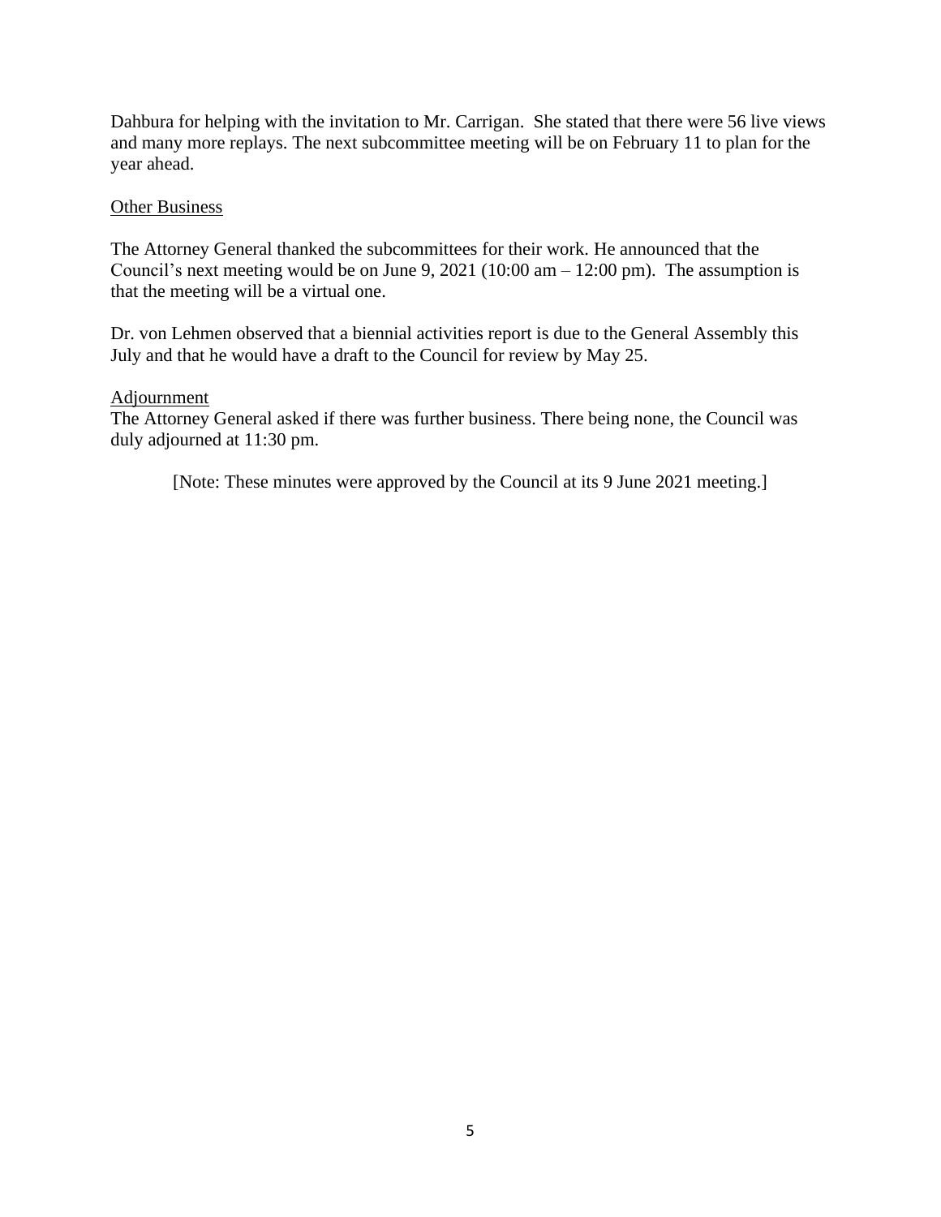Dahbura for helping with the invitation to Mr. Carrigan. She stated that there were 56 live views and many more replays. The next subcommittee meeting will be on February 11 to plan for the year ahead.

<u>Other Business</u>

The Attorney General thanked the subcommittees for their work. He announced that the Council's next meeting would be on June 9, 2021 (10:00 am – 12:00 pm). The assumption is that the meeting will be a virtual one.

Dr. von Lehmen observed that a biennial activities report is due to the General Assembly this July and that he would have a draft to the Council for review by May 25.

<u>Adjournment</u>

The Attorney General asked if there was further business. There being none, the Council was duly adjourned at 11:30 pm.

[Note: These minutes were approved by the Council at its 9 June 2021 meeting.]